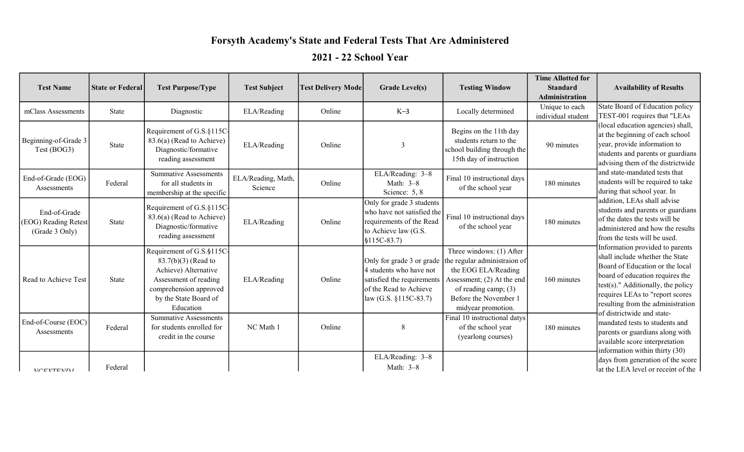# Forsyth Academy's State and Federal Tests That Are Administered

## 2021 - 22 School Year

| Test Name | State or Federal | Test Purpose/Type | Test Subject | Test Delivery Mode | Grade Level(s) | Testing Window | Time Allotted for Standard Administration | Availability of Results |
|---|---|---|---|---|---|---|---|---|
| mClass Assessments | State | Diagnostic | ELA/Reading | Online | K–3 | Locally determined | Unique to each individual student | State Board of Education policy TEST-001 requires that "LEAs (local education agencies) shall, at the beginning of each school year, provide information to students and parents or guardians advising them of the districtwide and state-mandated tests that students will be required to take during that school year. In addition, LEAs shall advise students and parents or guardians of the dates the tests will be administered and how the results from the tests will be used. Information provided to parents shall include whether the State Board of Education or the local board of education requires the test(s)." Additionally, the policy requires LEAs to "report scores resulting from the administration of districtwide and state-mandated tests to students and parents or guardians along with available score interpretation information within thirty (30) days from generation of the score at the LEA level or receipt of the |
| Beginning-of-Grade 3 Test (BOG3) | State | Requirement of G.S.§115C-83.6(a) (Read to Achieve) Diagnostic/formative reading assessment | ELA/Reading | Online | 3 | Begins on the 11th day students return to the school building through the 15th day of instruction | 90 minutes | |
| End-of-Grade (EOG) Assessments | Federal | Summative Assessments for all students in membership at the specific | ELA/Reading, Math, Science | Online | ELA/Reading: 3–8<br>Math: 3–8<br>Science: 5, 8 | Final 10 instructional days of the school year | 180 minutes | |
| End-of-Grade (EOG) Reading Retest (Grade 3 Only) | State | Requirement of G.S.§115C-83.6(a) (Read to Achieve) Diagnostic/formative reading assessment | ELA/Reading | Online | Only for grade 3 students who have not satisfied the requirements of the Read to Achieve law (G.S. §115C-83.7) | Final 10 instructional days of the school year | 180 minutes | |
| Read to Achieve Test | State | Requirement of G.S.§115C-83.7(b)(3) (Read to Achieve) Alternative Assessment of reading comprehension approved by the State Board of Education | ELA/Reading | Online | Only for grade 3 or grade 4 students who have not satisfied the requirements of the Read to Achieve law (G.S. §115C-83.7) | Three windows: (1) After the regular administraion of the EOG ELA/Reading Assessment; (2) At the end of reading camp; (3) Before the November 1 midyear promotion. | 160 minutes | |
| End-of-Course (EOC) Assessments | Federal | Summative Assessments for students enrolled for credit in the course | NC Math 1 | Online | 8 | Final 10 instructional datys of the school year (yearlong courses) | 180 minutes | |
| NCEXTEND1 | Federal | | | | ELA/Reading: 3–8<br>Math: 3–8 | | | |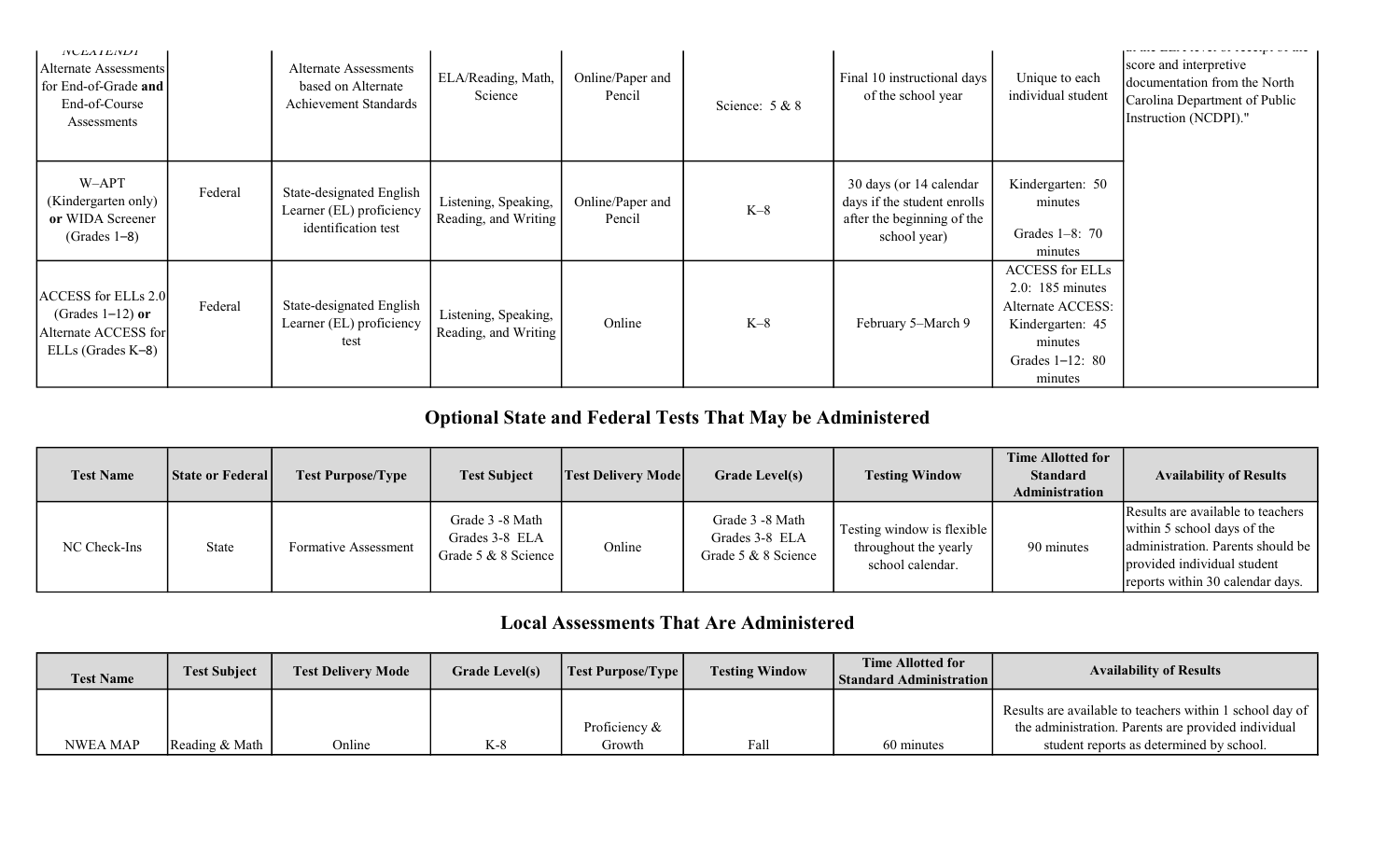| NCEXTEND1 Alternate Assessments for End-of-Grade **and** End-of-Course Assessments | | Alternate Assessments based on Alternate Achievement Standards | ELA/Reading, Math, Science | Online/Paper and Pencil | Science: 5 & 8 | Final 10 instructional days of the school year | Unique to each individual student | ...score and interpretive documentation from the North Carolina Department of Public Instruction (NCDPI)." |
|---|---|---|---|---|---|---|---|---|
| W–APT (Kindergarten only) **or** WIDA Screener (Grades 1–8) | Federal | State-designated English Learner (EL) proficiency identification test | Listening, Speaking, Reading, and Writing | Online/Paper and Pencil | K–8 | 30 days (or 14 calendar days if the student enrolls after the beginning of the school year) | Kindergarten: 50 minutes<br><br>Grades 1–8: 70 minutes | |
| ACCESS for ELLs 2.0 (Grades 1–12) **or** Alternate ACCESS for ELLs (Grades K–8) | Federal | State-designated English Learner (EL) proficiency test | Listening, Speaking, Reading, and Writing | Online | K–8 | February 5–March 9 | ACCESS for ELLs 2.0: 185 minutes<br>Alternate ACCESS: Kindergarten: 45 minutes<br>Grades 1–12: 80 minutes | |

## Optional State and Federal Tests That May be Administered

| Test Name | State or Federal | Test Purpose/Type | Test Subject | Test Delivery Mode | Grade Level(s) | Testing Window | Time Allotted for Standard Administration | Availability of Results |
|---|---|---|---|---|---|---|---|---|
| NC Check-Ins | State | Formative Assessment | Grade 3 -8 Math<br>Grades 3-8 ELA<br>Grade 5 & 8 Science | Online | Grade 3 -8 Math<br>Grades 3-8 ELA<br>Grade 5 & 8 Science | Testing window is flexible throughout the yearly school calendar. | 90 minutes | Results are available to teachers within 5 school days of the administration. Parents should be provided individual student reports within 30 calendar days. |

## Local Assessments That Are Administered

| Test Name | Test Subject | Test Delivery Mode | Grade Level(s) | Test Purpose/Type | Testing Window | Time Allotted for Standard Administration | Availability of Results |
|---|---|---|---|---|---|---|---|
| NWEA MAP | Reading & Math | Online | K-8 | Proficiency & Growth | Fall | 60 minutes | Results are available to teachers within 1 school day of the administration. Parents are provided individual student reports as determined by school. |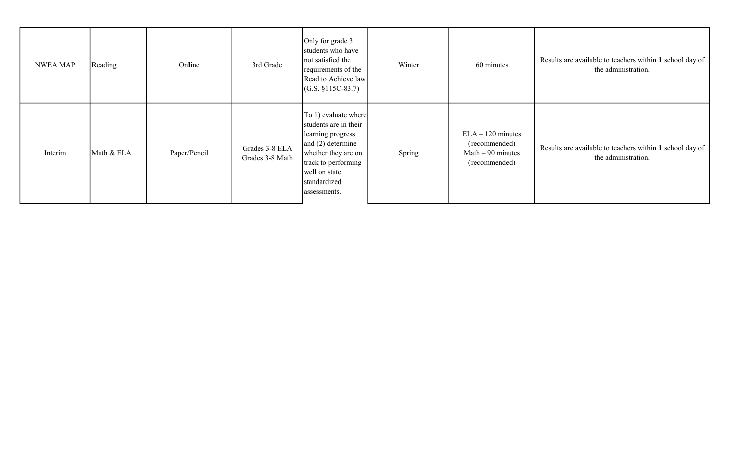| | | | | | | | |
|---|---|---|---|---|---|---|---|
| NWEA MAP | Reading | Online | 3rd Grade | Only for grade 3 students who have not satisfied the requirements of the Read to Achieve law (G.S. §115C-83.7) | Winter | 60 minutes | Results are available to teachers within 1 school day of the administration. |
| Interim | Math & ELA | Paper/Pencil | Grades 3-8 ELA<br>Grades 3-8 Math | To 1) evaluate where students are in their learning progress and (2) determine whether they are on track to performing well on state standardized assessments. | Spring | ELA – 120 minutes (recommended)<br>Math – 90 minutes (recommended) | Results are available to teachers within 1 school day of the administration. |